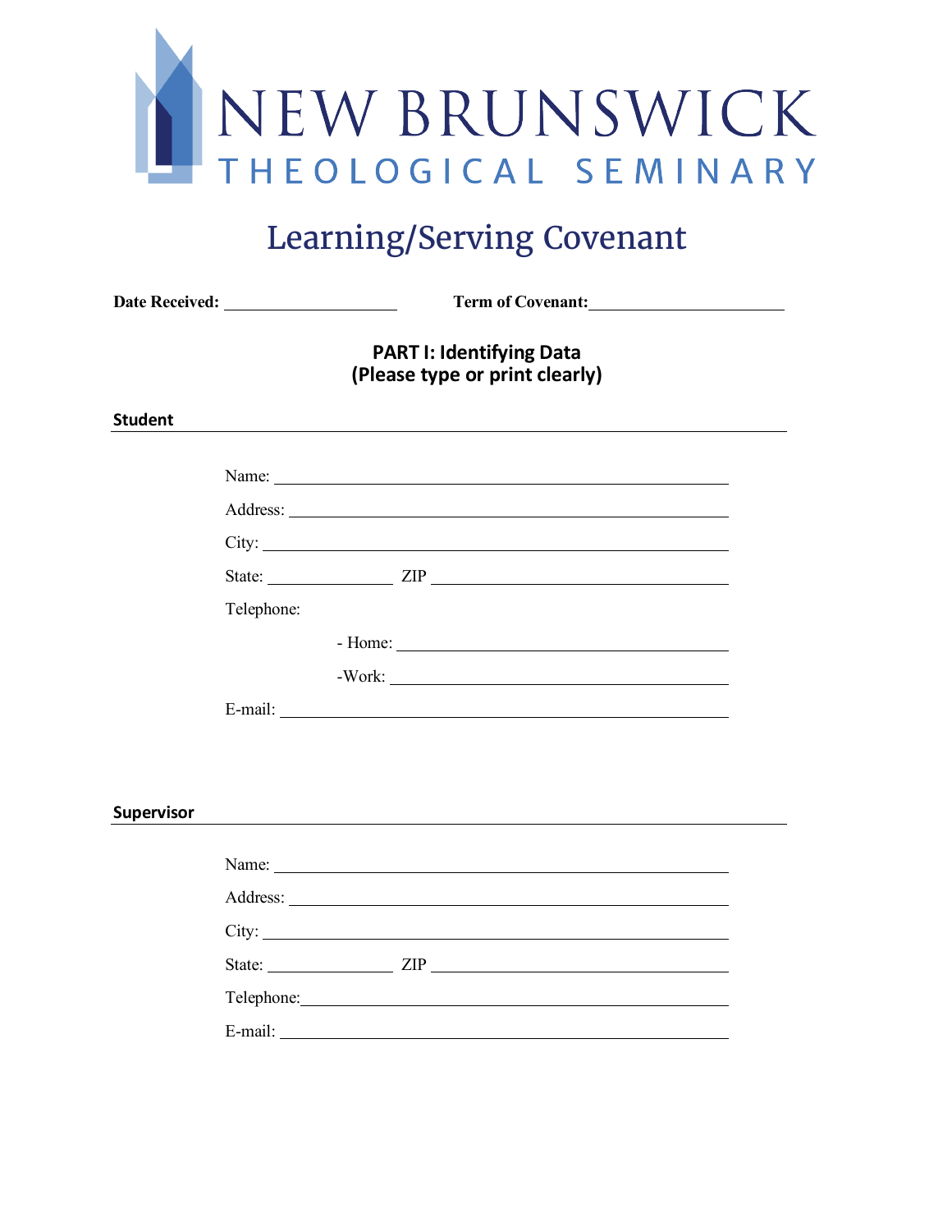NEW BRUNSWICK
THEOLOGICAL SEMINARY

# Learning/Serving Covenant

**Date Received:** ____________________ **Term of Covenant:** ____________________

## PART I: Identifying Data
## (Please type or print clearly)

### Student

Name: ____________________________________________

Address: __________________________________________

City: _____________________________________________

State: ______________ ZIP ___________________________

Telephone:

- Home: ______________________________________
- Work: _______________________________________

E-mail: ___________________________________________

### Supervisor

Name: ____________________________________________

Address: __________________________________________

City: _____________________________________________

State: ______________ ZIP ___________________________

Telephone: _________________________________________

E-mail: ___________________________________________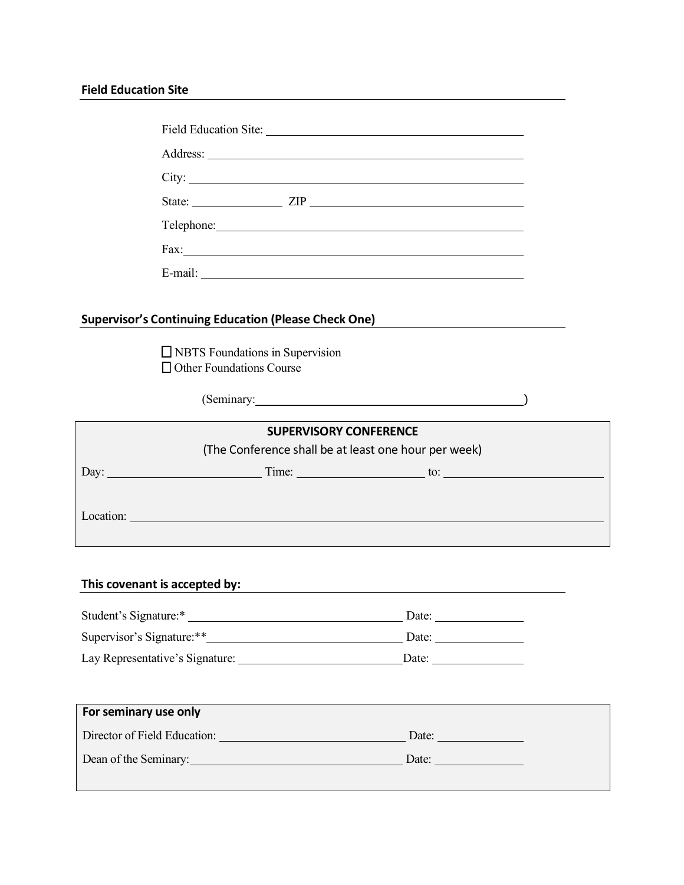## Field Education Site

Field Education Site: ____________________________________________

Address: ____________________________________________

City: ____________________________________________

State: ______________ ZIP ______________________________

Telephone: ____________________________________________

Fax: ____________________________________________

E-mail: ____________________________________________

## Supervisor's Continuing Education (Please Check One)

☐ NBTS Foundations in Supervision
☐ Other Foundations Course

(Seminary: ____________________________________________)

**SUPERVISORY CONFERENCE**

(The Conference shall be at least one hour per week)

Day: ______________________ Time: ______________________ to: ______________________

Location: ____________________________________________

## This covenant is accepted by:

Student's Signature:* ______________________________ Date: ______________

Supervisor's Signature:** ______________________________ Date: ______________

Lay Representative's Signature: ______________________________ Date: ______________

**For seminary use only**

Director of Field Education: ______________________________ Date: ______________

Dean of the Seminary: ______________________________ Date: ______________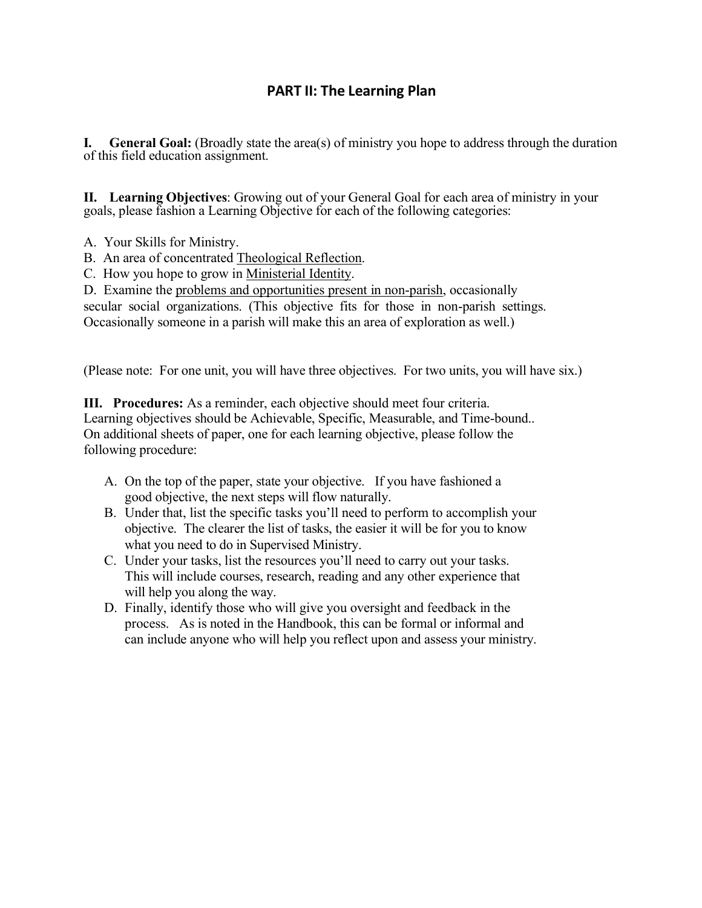# PART II: The Learning Plan

**I. General Goal:** (Broadly state the area(s) of ministry you hope to address through the duration of this field education assignment.

**II. Learning Objectives**: Growing out of your General Goal for each area of ministry in your goals, please fashion a Learning Objective for each of the following categories:

A. Your Skills for Ministry.
B. An area of concentrated <u>Theological Reflection</u>.
C. How you hope to grow in <u>Ministerial Identity</u>.
D. Examine the <u>problems and opportunities present in non-parish</u>, occasionally secular social organizations. (This objective fits for those in non-parish settings. Occasionally someone in a parish will make this an area of exploration as well.)

(Please note: For one unit, you will have three objectives. For two units, you will have six.)

**III. Procedures:** As a reminder, each objective should meet four criteria. Learning objectives should be Achievable, Specific, Measurable, and Time-bound.. On additional sheets of paper, one for each learning objective, please follow the following procedure:

A. On the top of the paper, state your objective. If you have fashioned a good objective, the next steps will flow naturally.
B. Under that, list the specific tasks you'll need to perform to accomplish your objective. The clearer the list of tasks, the easier it will be for you to know what you need to do in Supervised Ministry.
C. Under your tasks, list the resources you'll need to carry out your tasks. This will include courses, research, reading and any other experience that will help you along the way.
D. Finally, identify those who will give you oversight and feedback in the process. As is noted in the Handbook, this can be formal or informal and can include anyone who will help you reflect upon and assess your ministry.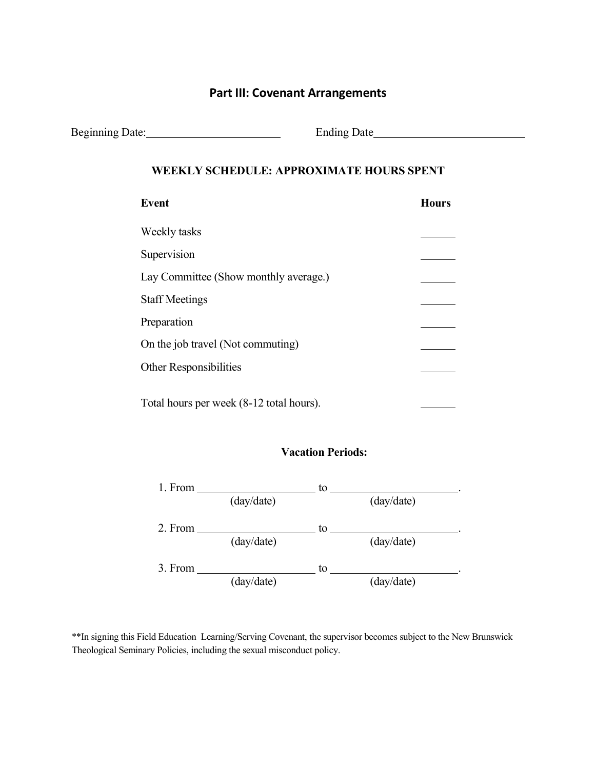## Part III: Covenant Arrangements

Beginning Date:______________________ Ending Date__________________________

### WEEKLY SCHEDULE: APPROXIMATE HOURS SPENT

| Event | Hours |
|---|---|
| Weekly tasks | ______ |
| Supervision | ______ |
| Lay Committee (Show monthly average.) | ______ |
| Staff Meetings | ______ |
| Preparation | ______ |
| On the job travel (Not commuting) | ______ |
| Other Responsibilities | ______ |
| Total hours per week (8-12 total hours). | ______ |

### Vacation Periods:

1. From ____________________ to ______________________.
   (day/date) (day/date)

2. From ____________________ to ______________________.
   (day/date) (day/date)

3. From ____________________ to ______________________.
   (day/date) (day/date)

**In signing this Field Education Learning/Serving Covenant, the supervisor becomes subject to the New Brunswick Theological Seminary Policies, including the sexual misconduct policy.